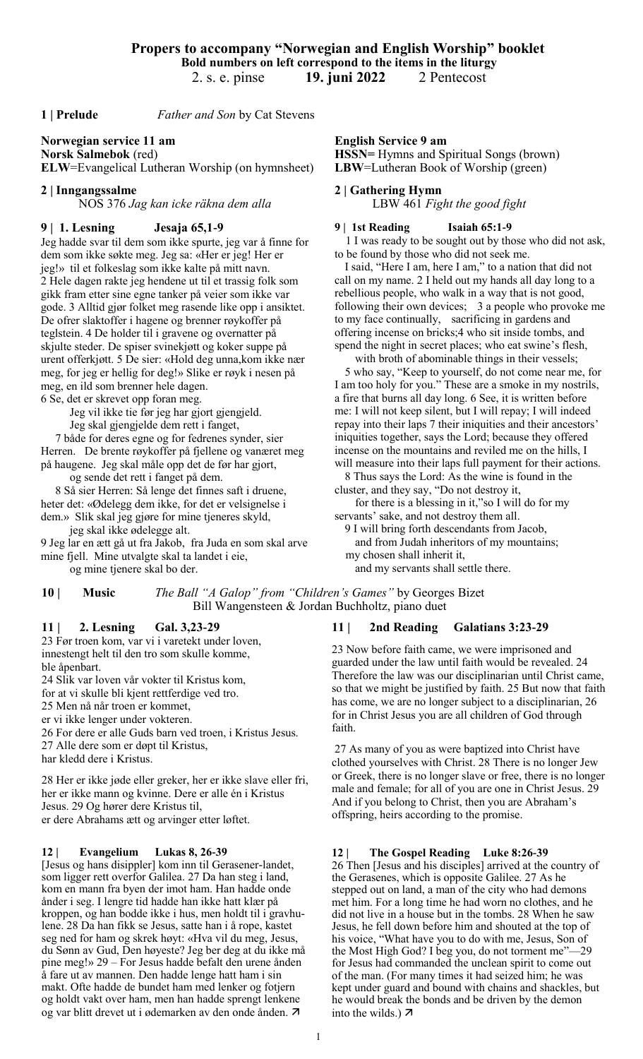# Propers to accompany "Norwegian and English Worship" booklet

**Bold numbers on left correspond to the items in the liturgy**

2. s. e. pinse **19. juni 2022** 2 Pentecost

**1 | Prelude** *Father and Son* by Cat Stevens

**Norwegian service 11 am**
**Norsk Salmebok** (red)
**ELW**=Evangelical Lutheran Worship (on hymnsheet)

**2 | Inngangssalme**
NOS 376 *Jag kan icke räkna dem alla*

**9 | 1. Lesning Jesaja 65,1-9**

Jeg hadde svar til dem som ikke spurte, jeg var å finne for dem som ikke søkte meg. Jeg sa: «Her er jeg! Her er jeg!» til et folkeslag som ikke kalte på mitt navn. 2 Hele dagen rakte jeg hendene ut til et trassig folk som gikk fram etter sine egne tanker på veier som ikke var gode. 3 Alltid gjør folket meg rasende like opp i ansiktet. De ofrer slaktoffer i hagene og brenner røykoffer på teglstein. 4 De holder til i gravene og overnatter på skjulte steder. De spiser svinekjøtt og koker suppe på urent offerkjøtt. 5 De sier: «Hold deg unna,kom ikke nær meg, for jeg er hellig for deg!» Slike er røyk i nesen på meg, en ild som brenner hele dagen.
6 Se, det er skrevet opp foran meg.
Jeg vil ikke tie før jeg har gjort gjengjeld.
Jeg skal gjengjelde dem rett i fanget,
7 både for deres egne og for fedrenes synder, sier Herren. De brente røykoffer på fjellene og vanæret meg på haugene. Jeg skal måle opp det de før har gjort,
og sende det rett i fanget på dem.
8 Så sier Herren: Så lenge det finnes saft i druene, heter det: «Ødelegg dem ikke, for det er velsignelse i dem.» Slik skal jeg gjøre for mine tjeneres skyld,
jeg skal ikke ødelegge alt.
9 Jeg lar en ætt gå ut fra Jakob, fra Juda en som skal arve mine fjell. Mine utvalgte skal ta landet i eie,
og mine tjenere skal bo der.

**English Service 9 am**
**HSSN=** Hymns and Spiritual Songs (brown)
**LBW**=Lutheran Book of Worship (green)

**2 | Gathering Hymn**
LBW 461 *Fight the good fight*

**9 | 1st Reading Isaiah 65:1-9**

1 I was ready to be sought out by those who did not ask, to be found by those who did not seek me.
I said, "Here I am, here I am," to a nation that did not call on my name. 2 I held out my hands all day long to a rebellious people, who walk in a way that is not good, following their own devices; 3 a people who provoke me to my face continually, sacrificing in gardens and offering incense on bricks;4 who sit inside tombs, and spend the night in secret places; who eat swine's flesh,
with broth of abominable things in their vessels;
5 who say, "Keep to yourself, do not come near me, for I am too holy for you." These are a smoke in my nostrils, a fire that burns all day long. 6 See, it is written before me: I will not keep silent, but I will repay; I will indeed repay into their laps 7 their iniquities and their ancestors' iniquities together, says the Lord; because they offered incense on the mountains and reviled me on the hills, I will measure into their laps full payment for their actions.
8 Thus says the Lord: As the wine is found in the cluster, and they say, "Do not destroy it,
for there is a blessing in it,"so I will do for my servants' sake, and not destroy them all.
9 I will bring forth descendants from Jacob,
and from Judah inheritors of my mountains;
my chosen shall inherit it,
and my servants shall settle there.

**10 | Music** *The Ball "A Galop" from "Children's Games"* by Georges Bizet
Bill Wangensteen & Jordan Buchholtz, piano duet

**11 | 2. Lesning Gal. 3,23-29**

23 Før troen kom, var vi i varetekt under loven,
innestengt helt til den tro som skulle komme,
ble åpenbart.
24 Slik var loven vår vokter til Kristus kom,
for at vi skulle bli kjent rettferdige ved tro.
25 Men nå når troen er kommet,
er vi ikke lenger under vokteren.
26 For dere er alle Guds barn ved troen, i Kristus Jesus.
27 Alle dere som er døpt til Kristus,
har kledd dere i Kristus.

28 Her er ikke jøde eller greker, her er ikke slave eller fri, her er ikke mann og kvinne. Dere er alle én i Kristus Jesus. 29 Og hører dere Kristus til,
er dere Abrahams ætt og arvinger etter løftet.

**11 | 2nd Reading Galatians 3:23-29**

23 Now before faith came, we were imprisoned and guarded under the law until faith would be revealed. 24 Therefore the law was our disciplinarian until Christ came, so that we might be justified by faith. 25 But now that faith has come, we are no longer subject to a disciplinarian, 26 for in Christ Jesus you are all children of God through faith.

27 As many of you as were baptized into Christ have clothed yourselves with Christ. 28 There is no longer Jew or Greek, there is no longer slave or free, there is no longer male and female; for all of you are one in Christ Jesus. 29 And if you belong to Christ, then you are Abraham's offspring, heirs according to the promise.

**12 | Evangelium Lukas 8, 26-39**

[Jesus og hans disipler] kom inn til Gerasener-landet, som ligger rett overfor Galilea. 27 Da han steg i land, kom en mann fra byen der imot ham. Han hadde onde ånder i seg. I lengre tid hadde han ikke hatt klær på kroppen, og han bodde ikke i hus, men holdt til i gravhulene. 28 Da han fikk se Jesus, satte han i å rope, kastet seg ned for ham og skrek høyt: «Hva vil du meg, Jesus, du Sønn av Gud, Den høyeste? Jeg ber deg at du ikke må pine meg!» 29 – For Jesus hadde befalt den urene ånden å fare ut av mannen. Den hadde lenge hatt ham i sin makt. Ofte hadde de bundet ham med lenker og fotjern og holdt vakt over ham, men han hadde sprengt lenkene og var blitt drevet ut i ødemarken av den onde ånden. ↗

**12 | The Gospel Reading Luke 8:26-39**

26 Then [Jesus and his disciples] arrived at the country of the Gerasenes, which is opposite Galilee. 27 As he stepped out on land, a man of the city who had demons met him. For a long time he had worn no clothes, and he did not live in a house but in the tombs. 28 When he saw Jesus, he fell down before him and shouted at the top of his voice, "What have you to do with me, Jesus, Son of the Most High God? I beg you, do not torment me"—29 for Jesus had commanded the unclean spirit to come out of the man. (For many times it had seized him; he was kept under guard and bound with chains and shackles, but he would break the bonds and be driven by the demon into the wilds.) ↗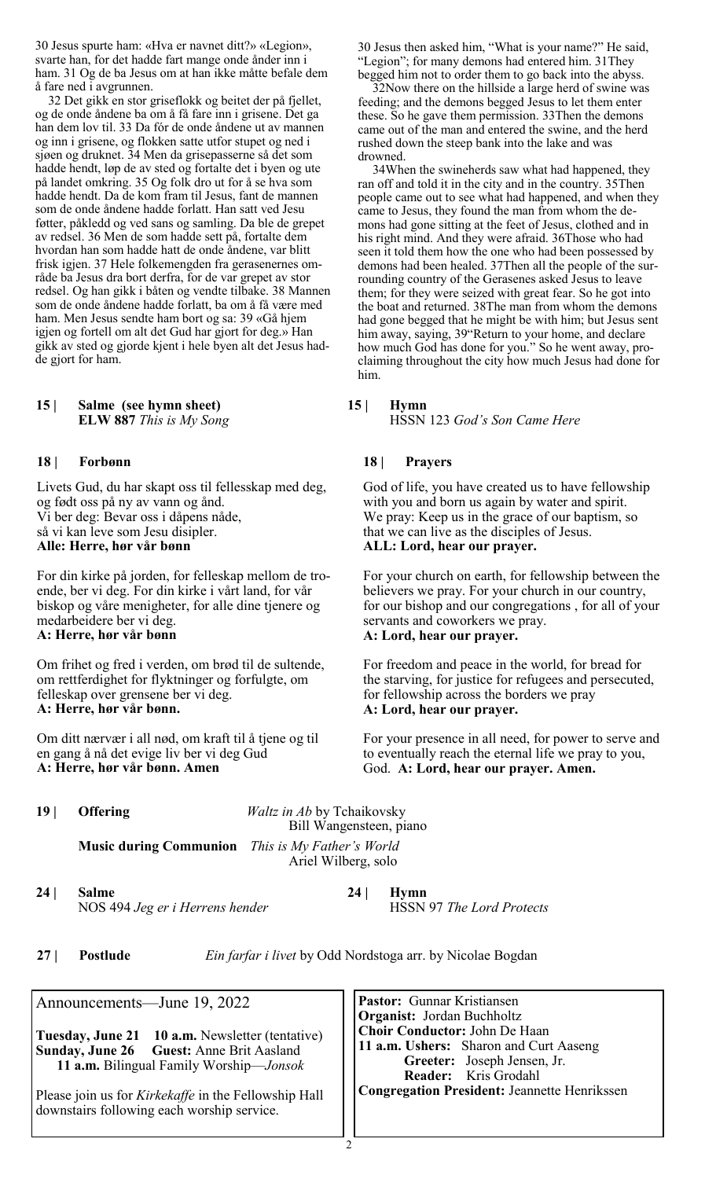30 Jesus spurte ham: «Hva er navnet ditt?» «Legion», svarte han, for det hadde fart mange onde ånder inn i ham. 31 Og de ba Jesus om at han ikke måtte befale dem å fare ned i avgrunnen.

32 Det gikk en stor griseflokk og beitet der på fjellet, og de onde åndene ba om å få fare inn i grisene. Det ga han dem lov til. 33 Da fór de onde åndene ut av mannen og inn i grisene, og flokken satte utfor stupet og ned i sjøen og druknet. 34 Men da grisepasserne så det som hadde hendt, løp de av sted og fortalte det i byen og ute på landet omkring. 35 Og folk dro ut for å se hva som hadde hendt. Da de kom fram til Jesus, fant de mannen som de onde åndene hadde forlatt. Han satt ved Jesu føtter, påkledd og ved sans og samling. Da ble de grepet av redsel. 36 Men de som hadde sett på, fortalte dem hvordan han som hadde hatt de onde åndene, var blitt frisk igjen. 37 Hele folkemengden fra gerasenernes område ba Jesus dra bort derfra, for de var grepet av stor redsel. Og han gikk i båten og vendte tilbake. 38 Mannen som de onde åndene hadde forlatt, ba om å få være med ham. Men Jesus sendte ham bort og sa: 39 «Gå hjem igjen og fortell om alt det Gud har gjort for deg.» Han gikk av sted og gjorde kjent i hele byen alt det Jesus hadde gjort for ham.

30 Jesus then asked him, "What is your name?" He said, "Legion"; for many demons had entered him. 31They begged him not to order them to go back into the abyss.

32Now there on the hillside a large herd of swine was feeding; and the demons begged Jesus to let them enter these. So he gave them permission. 33Then the demons came out of the man and entered the swine, and the herd rushed down the steep bank into the lake and was drowned.

34When the swineherds saw what had happened, they ran off and told it in the city and in the country. 35Then people came out to see what had happened, and when they came to Jesus, they found the man from whom the demons had gone sitting at the feet of Jesus, clothed and in his right mind. And they were afraid. 36Those who had seen it told them how the one who had been possessed by demons had been healed. 37Then all the people of the surrounding country of the Gerasenes asked Jesus to leave them; for they were seized with great fear. So he got into the boat and returned. 38The man from whom the demons had gone begged that he might be with him; but Jesus sent him away, saying, 39"Return to your home, and declare how much God has done for you." So he went away, proclaiming throughout the city how much Jesus had done for him.

**15 | Salme (see hymn sheet)**
**ELW 887** *This is My Song*

**15 | Hymn**
HSSN 123 *God's Son Came Here*

**18 | Forbønn**

Livets Gud, du har skapt oss til fellesskap med deg, og født oss på ny av vann og ånd.
Vi ber deg: Bevar oss i dåpens nåde,
så vi kan leve som Jesu disipler.
**Alle: Herre, hør vår bønn**

For din kirke på jorden, for felleskap mellom de troende, ber vi deg. For din kirke i vårt land, for vår biskop og våre menigheter, for alle dine tjenere og medarbeidere ber vi deg.
**A: Herre, hør vår bønn**

Om frihet og fred i verden, om brød til de sultende, om rettferdighet for flyktninger og forfulgte, om felleskap over grensene ber vi deg.
**A: Herre, hør vår bønn.**

Om ditt nærvær i all nød, om kraft til å tjene og til en gang å nå det evige liv ber vi deg Gud
**A: Herre, hør vår bønn. Amen**

**18 | Prayers**

God of life, you have created us to have fellowship with you and born us again by water and spirit.
We pray: Keep us in the grace of our baptism, so that we can live as the disciples of Jesus.
**ALL: Lord, hear our prayer.**

For your church on earth, for fellowship between the believers we pray. For your church in our country, for our bishop and our congregations , for all of your servants and coworkers we pray.
**A: Lord, hear our prayer.**

For freedom and peace in the world, for bread for the starving, for justice for refugees and persecuted, for fellowship across the borders we pray
**A: Lord, hear our prayer.**

For your presence in all need, for power to serve and to eventually reach the eternal life we pray to you, God. **A: Lord, hear our prayer. Amen.**

**19 | Offering** *Waltz in Ab* by Tchaikovsky
Bill Wangensteen, piano

**Music during Communion** *This is My Father's World*
Ariel Wilberg, solo

**24 | Salme**
NOS 494 *Jeg er i Herrens hender*

**24 | Hymn**
HSSN 97 *The Lord Protects*

**27 | Postlude** *Ein farfar i livet* by Odd Nordstoga arr. by Nicolae Bogdan

Announcements—June 19, 2022

**Tuesday, June 21 10 a.m.** Newsletter (tentative)
**Sunday, June 26 Guest:** Anne Brit Aasland
**11 a.m.** Bilingual Family Worship—*Jonsok*

Please join us for *Kirkekaffe* in the Fellowship Hall downstairs following each worship service.

**Pastor:** Gunnar Kristiansen
**Organist:** Jordan Buchholtz
**Choir Conductor:** John De Haan
**11 a.m. Ushers:** Sharon and Curt Aaseng
**Greeter:** Joseph Jensen, Jr.
**Reader:** Kris Grodahl
**Congregation President:** Jeannette Henrikssen